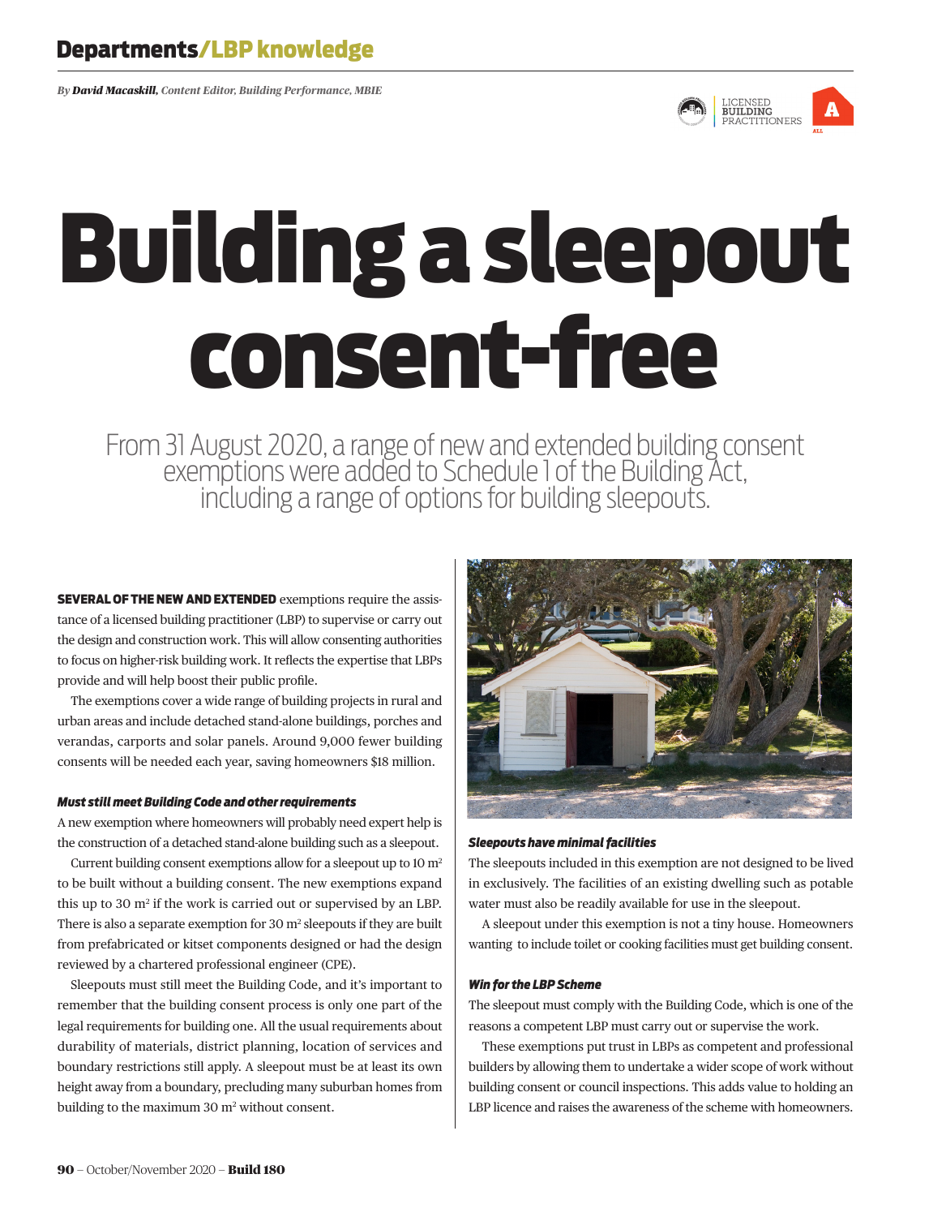# Departments/LBP knowledge

*By **David Macaskill**, Content Editor, Building Performance, MBIE*

# Building a sleepout consent-free

From 31 August 2020, a range of new and extended building consent exemptions were added to Schedule 1 of the Building Act, including a range of options for building sleepouts.

**SEVERAL OF THE NEW AND EXTENDED** exemptions require the assistance of a licensed building practitioner (LBP) to supervise or carry out the design and construction work. This will allow consenting authorities to focus on higher-risk building work. It reflects the expertise that LBPs provide and will help boost their public profile.

The exemptions cover a wide range of building projects in rural and urban areas and include detached stand-alone buildings, porches and verandas, carports and solar panels. Around 9,000 fewer building consents will be needed each year, saving homeowners $18 million.

### *Must still meet Building Code and other requirements*

A new exemption where homeowners will probably need expert help is the construction of a detached stand-alone building such as a sleepout.

Current building consent exemptions allow for a sleepout up to 10 m² to be built without a building consent. The new exemptions expand this up to 30 m² if the work is carried out or supervised by an LBP. There is also a separate exemption for 30 m² sleepouts if they are built from prefabricated or kitset components designed or had the design reviewed by a chartered professional engineer (CPE).

Sleepouts must still meet the Building Code, and it's important to remember that the building consent process is only one part of the legal requirements for building one. All the usual requirements about durability of materials, district planning, location of services and boundary restrictions still apply. A sleepout must be at least its own height away from a boundary, precluding many suburban homes from building to the maximum 30 m² without consent.

### *Sleepouts have minimal facilities*

The sleepouts included in this exemption are not designed to be lived in exclusively. The facilities of an existing dwelling such as potable water must also be readily available for use in the sleepout.

A sleepout under this exemption is not a tiny house. Homeowners wanting to include toilet or cooking facilities must get building consent.

### *Win for the LBP Scheme*

The sleepout must comply with the Building Code, which is one of the reasons a competent LBP must carry out or supervise the work.

These exemptions put trust in LBPs as competent and professional builders by allowing them to undertake a wider scope of work without building consent or council inspections. This adds value to holding an LBP licence and raises the awareness of the scheme with homeowners.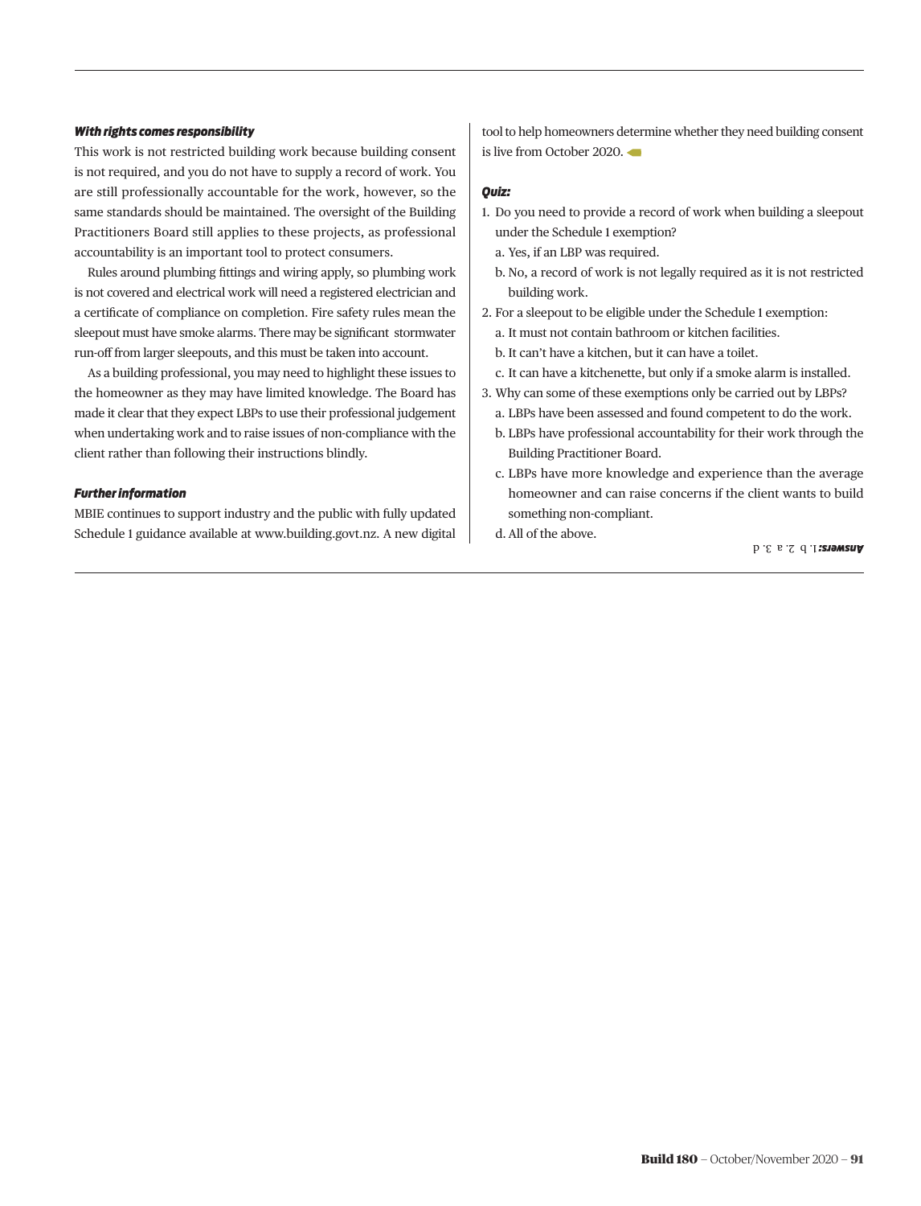### *With rights comes responsibility*

This work is not restricted building work because building consent is not required, and you do not have to supply a record of work. You are still professionally accountable for the work, however, so the same standards should be maintained. The oversight of the Building Practitioners Board still applies to these projects, as professional accountability is an important tool to protect consumers.

Rules around plumbing fittings and wiring apply, so plumbing work is not covered and electrical work will need a registered electrician and a certificate of compliance on completion. Fire safety rules mean the sleepout must have smoke alarms. There may be significant stormwater run-off from larger sleepouts, and this must be taken into account.

As a building professional, you may need to highlight these issues to the homeowner as they may have limited knowledge. The Board has made it clear that they expect LBPs to use their professional judgement when undertaking work and to raise issues of non-compliance with the client rather than following their instructions blindly.

### *Further information*

MBIE continues to support industry and the public with fully updated Schedule 1 guidance available at www.building.govt.nz. A new digital tool to help homeowners determine whether they need building consent is live from October 2020.

### *Quiz:*

1. Do you need to provide a record of work when building a sleepout under the Schedule 1 exemption?
   a. Yes, if an LBP was required.
   b. No, a record of work is not legally required as it is not restricted building work.
2. For a sleepout to be eligible under the Schedule 1 exemption:
   a. It must not contain bathroom or kitchen facilities.
   b. It can't have a kitchen, but it can have a toilet.
   c. It can have a kitchenette, but only if a smoke alarm is installed.
3. Why can some of these exemptions only be carried out by LBPs?
   a. LBPs have been assessed and found competent to do the work.
   b. LBPs have professional accountability for their work through the Building Practitioner Board.
   c. LBPs have more knowledge and experience than the average homeowner and can raise concerns if the client wants to build something non-compliant.
   d. All of the above.

***Answers:*** 1. b 2. a 3. d